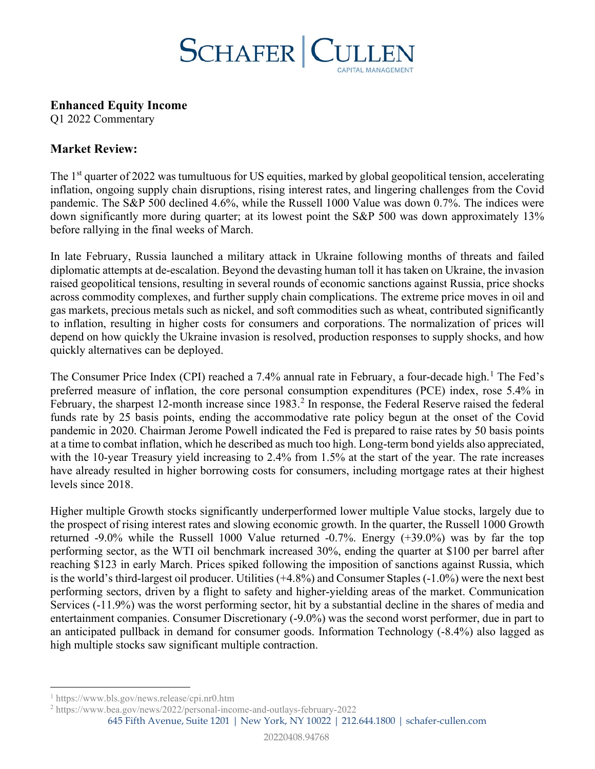# Enhanced Equity Income

Q1 2022 Commentary

## Market Review:

The 1st quarter of 2022 was tumultuous for US equities, marked by global geopolitical tension, accelerating inflation, ongoing supply chain disruptions, rising interest rates, and lingering challenges from the Covid pandemic. The S&P 500 declined 4.6%, while the Russell 1000 Value was down 0.7%. The indices were down significantly more during quarter; at its lowest point the S&P 500 was down approximately 13% before rallying in the final weeks of March.

In late February, Russia launched a military attack in Ukraine following months of threats and failed diplomatic attempts at de-escalation. Beyond the devasting human toll it has taken on Ukraine, the invasion raised geopolitical tensions, resulting in several rounds of economic sanctions against Russia, price shocks across commodity complexes, and further supply chain complications. The extreme price moves in oil and gas markets, precious metals such as nickel, and soft commodities such as wheat, contributed significantly to inflation, resulting in higher costs for consumers and corporations. The normalization of prices will depend on how quickly the Ukraine invasion is resolved, production responses to supply shocks, and how quickly alternatives can be deployed.

The Consumer Price Index (CPI) reached a 7.4% annual rate in February, a four-decade high.[1] The Fed's preferred measure of inflation, the core personal consumption expenditures (PCE) index, rose 5.4% in February, the sharpest 12-month increase since 1983.[2] In response, the Federal Reserve raised the federal funds rate by 25 basis points, ending the accommodative rate policy begun at the onset of the Covid pandemic in 2020. Chairman Jerome Powell indicated the Fed is prepared to raise rates by 50 basis points at a time to combat inflation, which he described as much too high. Long-term bond yields also appreciated, with the 10-year Treasury yield increasing to 2.4% from 1.5% at the start of the year. The rate increases have already resulted in higher borrowing costs for consumers, including mortgage rates at their highest levels since 2018.

Higher multiple Growth stocks significantly underperformed lower multiple Value stocks, largely due to the prospect of rising interest rates and slowing economic growth. In the quarter, the Russell 1000 Growth returned -9.0% while the Russell 1000 Value returned -0.7%. Energy (+39.0%) was by far the top performing sector, as the WTI oil benchmark increased 30%, ending the quarter at $100 per barrel after reaching $123 in early March. Prices spiked following the imposition of sanctions against Russia, which is the world's third-largest oil producer. Utilities (+4.8%) and Consumer Staples (-1.0%) were the next best performing sectors, driven by a flight to safety and higher-yielding areas of the market. Communication Services (-11.9%) was the worst performing sector, hit by a substantial decline in the shares of media and entertainment companies. Consumer Discretionary (-9.0%) was the second worst performer, due in part to an anticipated pullback in demand for consumer goods. Information Technology (-8.4%) also lagged as high multiple stocks saw significant multiple contraction.

---

[1] https://www.bls.gov/news.release/cpi.nr0.htm

[2] https://www.bea.gov/news/2022/personal-income-and-outlays-february-2022

645 Fifth Avenue, Suite 1201 | New York, NY 10022 | 212.644.1800 | schafer-cullen.com

20220408.94768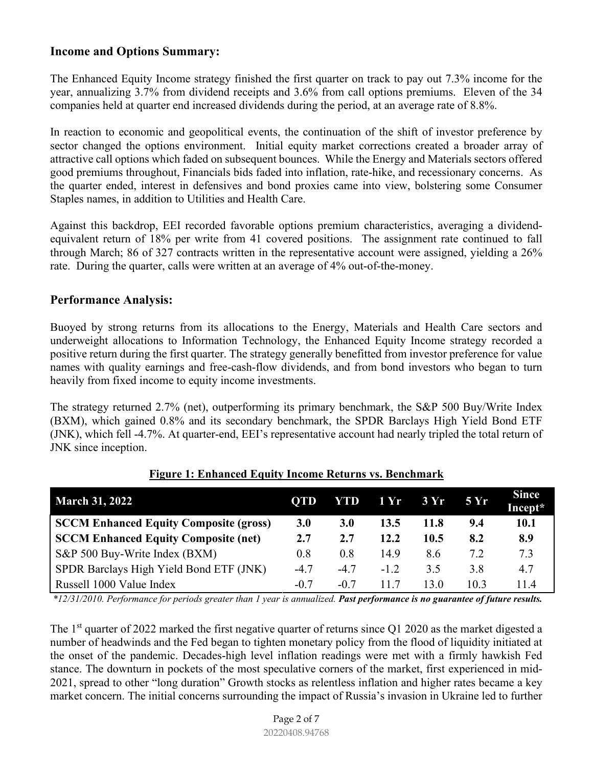## Income and Options Summary:

The Enhanced Equity Income strategy finished the first quarter on track to pay out 7.3% income for the year, annualizing 3.7% from dividend receipts and 3.6% from call options premiums. Eleven of the 34 companies held at quarter end increased dividends during the period, at an average rate of 8.8%.

In reaction to economic and geopolitical events, the continuation of the shift of investor preference by sector changed the options environment. Initial equity market corrections created a broader array of attractive call options which faded on subsequent bounces. While the Energy and Materials sectors offered good premiums throughout, Financials bids faded into inflation, rate-hike, and recessionary concerns. As the quarter ended, interest in defensives and bond proxies came into view, bolstering some Consumer Staples names, in addition to Utilities and Health Care.

Against this backdrop, EEI recorded favorable options premium characteristics, averaging a dividend-equivalent return of 18% per write from 41 covered positions. The assignment rate continued to fall through March; 86 of 327 contracts written in the representative account were assigned, yielding a 26% rate. During the quarter, calls were written at an average of 4% out-of-the-money.

## Performance Analysis:

Buoyed by strong returns from its allocations to the Energy, Materials and Health Care sectors and underweight allocations to Information Technology, the Enhanced Equity Income strategy recorded a positive return during the first quarter. The strategy generally benefitted from investor preference for value names with quality earnings and free-cash-flow dividends, and from bond investors who began to turn heavily from fixed income to equity income investments.

The strategy returned 2.7% (net), outperforming its primary benchmark, the S&P 500 Buy/Write Index (BXM), which gained 0.8% and its secondary benchmark, the SPDR Barclays High Yield Bond ETF (JNK), which fell -4.7%. At quarter-end, EEI's representative account had nearly tripled the total return of JNK since inception.

**Figure 1: Enhanced Equity Income Returns vs. Benchmark**

| March 31, 2022 | QTD | YTD | 1 Yr | 3 Yr | 5 Yr | Since Incept* |
|---|---|---|---|---|---|---|
| **SCCM Enhanced Equity Composite (gross)** | **3.0** | **3.0** | **13.5** | **11.8** | **9.4** | **10.1** |
| **SCCM Enhanced Equity Composite (net)** | **2.7** | **2.7** | **12.2** | **10.5** | **8.2** | **8.9** |
| S&P 500 Buy-Write Index (BXM) | 0.8 | 0.8 | 14.9 | 8.6 | 7.2 | 7.3 |
| SPDR Barclays High Yield Bond ETF (JNK) | -4.7 | -4.7 | -1.2 | 3.5 | 3.8 | 4.7 |
| Russell 1000 Value Index | -0.7 | -0.7 | 11.7 | 13.0 | 10.3 | 11.4 |

*\*12/31/2010. Performance for periods greater than 1 year is annualized.* ***Past performance is no guarantee of future results.***

The 1st quarter of 2022 marked the first negative quarter of returns since Q1 2020 as the market digested a number of headwinds and the Fed began to tighten monetary policy from the flood of liquidity initiated at the onset of the pandemic. Decades-high level inflation readings were met with a firmly hawkish Fed stance. The downturn in pockets of the most speculative corners of the market, first experienced in mid-2021, spread to other "long duration" Growth stocks as relentless inflation and higher rates became a key market concern. The initial concerns surrounding the impact of Russia's invasion in Ukraine led to further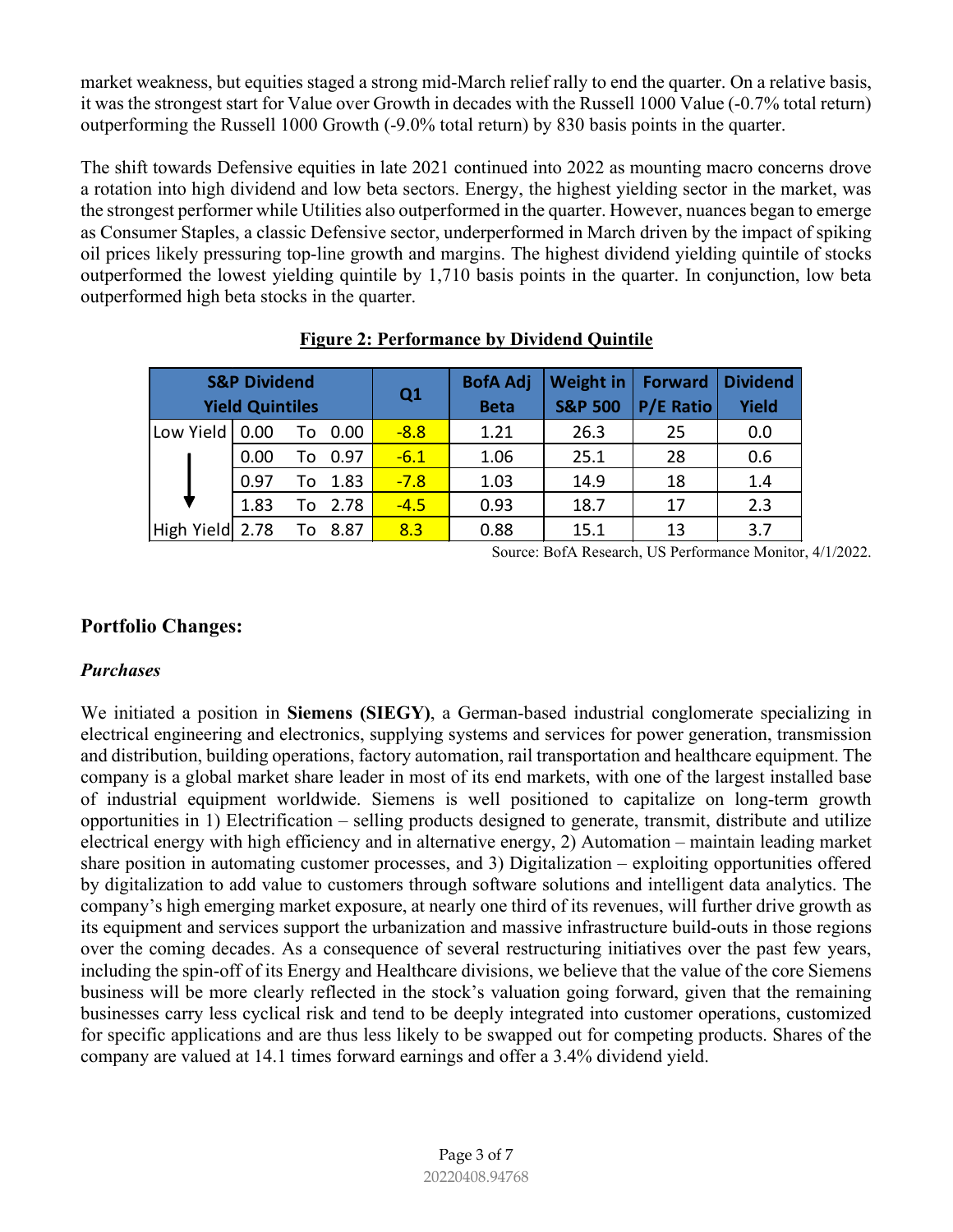market weakness, but equities staged a strong mid-March relief rally to end the quarter. On a relative basis, it was the strongest start for Value over Growth in decades with the Russell 1000 Value (-0.7% total return) outperforming the Russell 1000 Growth (-9.0% total return) by 830 basis points in the quarter.

The shift towards Defensive equities in late 2021 continued into 2022 as mounting macro concerns drove a rotation into high dividend and low beta sectors. Energy, the highest yielding sector in the market, was the strongest performer while Utilities also outperformed in the quarter. However, nuances began to emerge as Consumer Staples, a classic Defensive sector, underperformed in March driven by the impact of spiking oil prices likely pressuring top-line growth and margins. The highest dividend yielding quintile of stocks outperformed the lowest yielding quintile by 1,710 basis points in the quarter. In conjunction, low beta outperformed high beta stocks in the quarter.

**Figure 2: Performance by Dividend Quintile**

| S&P Dividend Yield Quintiles | | Q1 | BofA Adj Beta | Weight in S&P 500 | Forward P/E Ratio | Dividend Yield |
|---|---|---|---|---|---|---|
| Low Yield | 0.00 To 0.00 | -8.8 | 1.21 | 26.3 | 25 | 0.0 |
| ↓ | 0.00 To 0.97 | -6.1 | 1.06 | 25.1 | 28 | 0.6 |
| | 0.97 To 1.83 | -7.8 | 1.03 | 14.9 | 18 | 1.4 |
| | 1.83 To 2.78 | -4.5 | 0.93 | 18.7 | 17 | 2.3 |
| High Yield | 2.78 To 8.87 | 8.3 | 0.88 | 15.1 | 13 | 3.7 |

Source: BofA Research, US Performance Monitor, 4/1/2022.

## Portfolio Changes:

### *Purchases*

We initiated a position in **Siemens (SIEGY)**, a German-based industrial conglomerate specializing in electrical engineering and electronics, supplying systems and services for power generation, transmission and distribution, building operations, factory automation, rail transportation and healthcare equipment. The company is a global market share leader in most of its end markets, with one of the largest installed base of industrial equipment worldwide. Siemens is well positioned to capitalize on long-term growth opportunities in 1) Electrification – selling products designed to generate, transmit, distribute and utilize electrical energy with high efficiency and in alternative energy, 2) Automation – maintain leading market share position in automating customer processes, and 3) Digitalization – exploiting opportunities offered by digitalization to add value to customers through software solutions and intelligent data analytics. The company's high emerging market exposure, at nearly one third of its revenues, will further drive growth as its equipment and services support the urbanization and massive infrastructure build-outs in those regions over the coming decades. As a consequence of several restructuring initiatives over the past few years, including the spin-off of its Energy and Healthcare divisions, we believe that the value of the core Siemens business will be more clearly reflected in the stock's valuation going forward, given that the remaining businesses carry less cyclical risk and tend to be deeply integrated into customer operations, customized for specific applications and are thus less likely to be swapped out for competing products. Shares of the company are valued at 14.1 times forward earnings and offer a 3.4% dividend yield.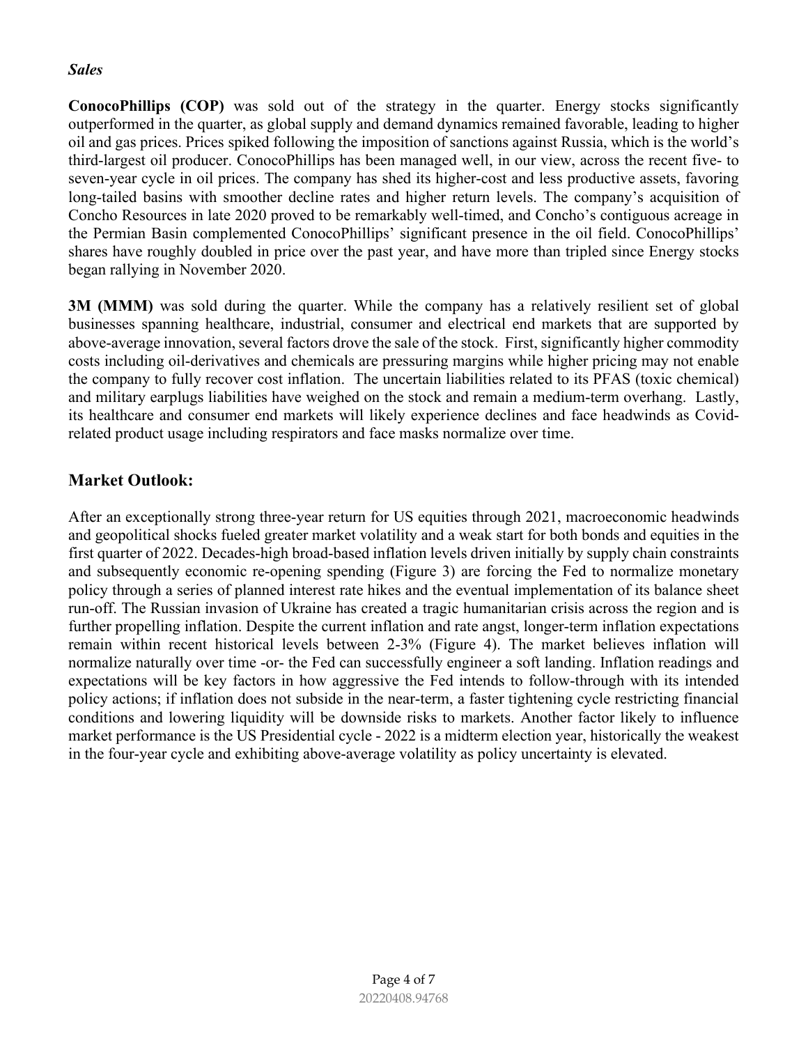### *Sales*

**ConocoPhillips (COP)** was sold out of the strategy in the quarter. Energy stocks significantly outperformed in the quarter, as global supply and demand dynamics remained favorable, leading to higher oil and gas prices. Prices spiked following the imposition of sanctions against Russia, which is the world's third-largest oil producer. ConocoPhillips has been managed well, in our view, across the recent five- to seven-year cycle in oil prices. The company has shed its higher-cost and less productive assets, favoring long-tailed basins with smoother decline rates and higher return levels. The company's acquisition of Concho Resources in late 2020 proved to be remarkably well-timed, and Concho's contiguous acreage in the Permian Basin complemented ConocoPhillips' significant presence in the oil field. ConocoPhillips' shares have roughly doubled in price over the past year, and have more than tripled since Energy stocks began rallying in November 2020.

**3M (MMM)** was sold during the quarter. While the company has a relatively resilient set of global businesses spanning healthcare, industrial, consumer and electrical end markets that are supported by above-average innovation, several factors drove the sale of the stock. First, significantly higher commodity costs including oil-derivatives and chemicals are pressuring margins while higher pricing may not enable the company to fully recover cost inflation. The uncertain liabilities related to its PFAS (toxic chemical) and military earplugs liabilities have weighed on the stock and remain a medium-term overhang. Lastly, its healthcare and consumer end markets will likely experience declines and face headwinds as Covid-related product usage including respirators and face masks normalize over time.

## Market Outlook:

After an exceptionally strong three-year return for US equities through 2021, macroeconomic headwinds and geopolitical shocks fueled greater market volatility and a weak start for both bonds and equities in the first quarter of 2022. Decades-high broad-based inflation levels driven initially by supply chain constraints and subsequently economic re-opening spending (Figure 3) are forcing the Fed to normalize monetary policy through a series of planned interest rate hikes and the eventual implementation of its balance sheet run-off. The Russian invasion of Ukraine has created a tragic humanitarian crisis across the region and is further propelling inflation. Despite the current inflation and rate angst, longer-term inflation expectations remain within recent historical levels between 2-3% (Figure 4). The market believes inflation will normalize naturally over time -or- the Fed can successfully engineer a soft landing. Inflation readings and expectations will be key factors in how aggressive the Fed intends to follow-through with its intended policy actions; if inflation does not subside in the near-term, a faster tightening cycle restricting financial conditions and lowering liquidity will be downside risks to markets. Another factor likely to influence market performance is the US Presidential cycle - 2022 is a midterm election year, historically the weakest in the four-year cycle and exhibiting above-average volatility as policy uncertainty is elevated.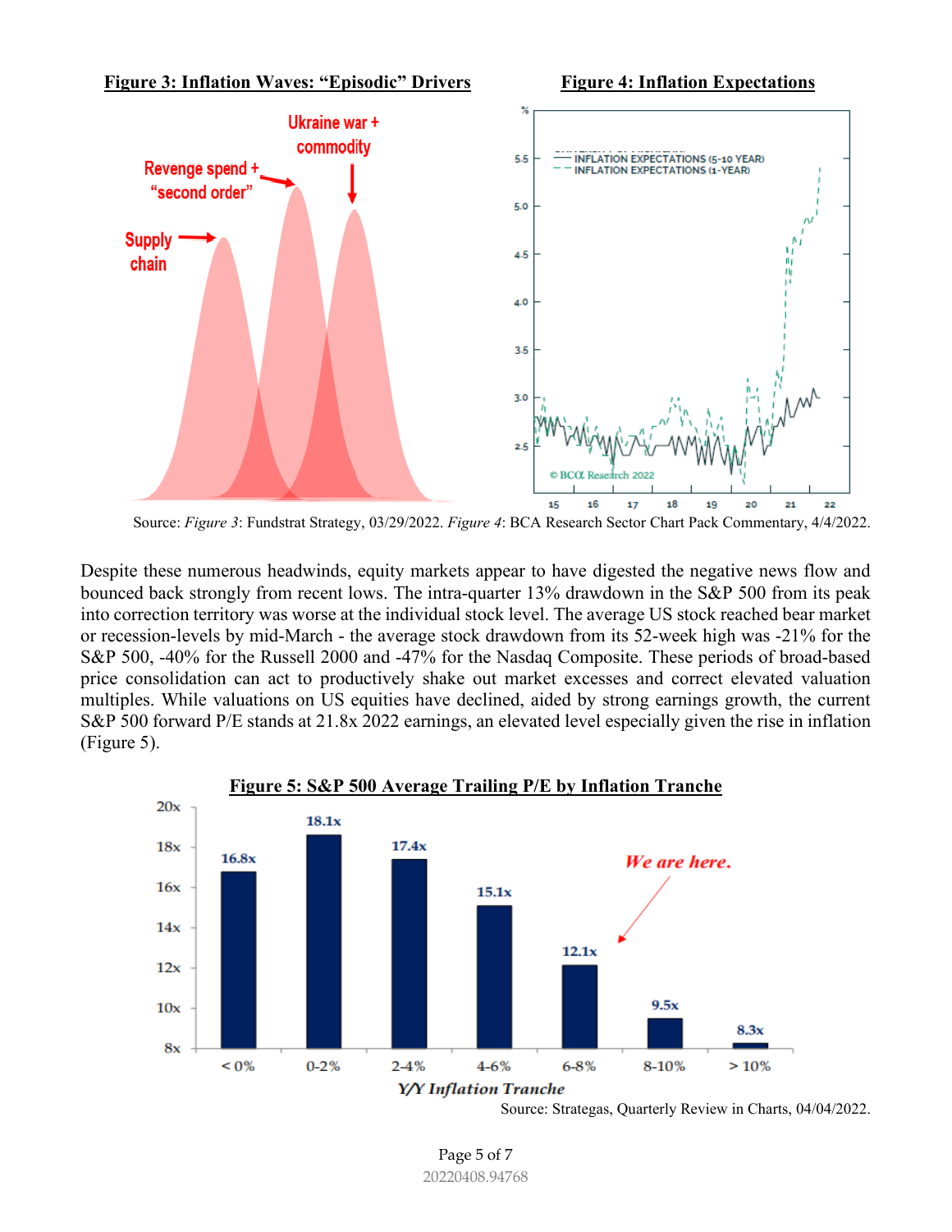**Figure 3: Inflation Waves: "Episodic" Drivers**

**Figure 4: Inflation Expectations**

Source: *Figure 3*: Fundstrat Strategy, 03/29/2022. *Figure 4*: BCA Research Sector Chart Pack Commentary, 4/4/2022.

Despite these numerous headwinds, equity markets appear to have digested the negative news flow and bounced back strongly from recent lows. The intra-quarter 13% drawdown in the S&P 500 from its peak into correction territory was worse at the individual stock level. The average US stock reached bear market or recession-levels by mid-March - the average stock drawdown from its 52-week high was -21% for the S&P 500, -40% for the Russell 2000 and -47% for the Nasdaq Composite. These periods of broad-based price consolidation can act to productively shake out market excesses and correct elevated valuation multiples. While valuations on US equities have declined, aided by strong earnings growth, the current S&P 500 forward P/E stands at 21.8x 2022 earnings, an elevated level especially given the rise in inflation (Figure 5).

**Figure 5: S&P 500 Average Trailing P/E by Inflation Tranche**

| Y/Y Inflation Tranche | < 0% | 0-2% | 2-4% | 4-6% | 6-8% | 8-10% | > 10% |
|---|---|---|---|---|---|---|---|
| Average Trailing P/E | 16.8x | 18.1x | 17.4x | 15.1x | 12.1x | 9.5x | 8.3x |

*We are here.* (6-8%)

Source: Strategas, Quarterly Review in Charts, 04/04/2022.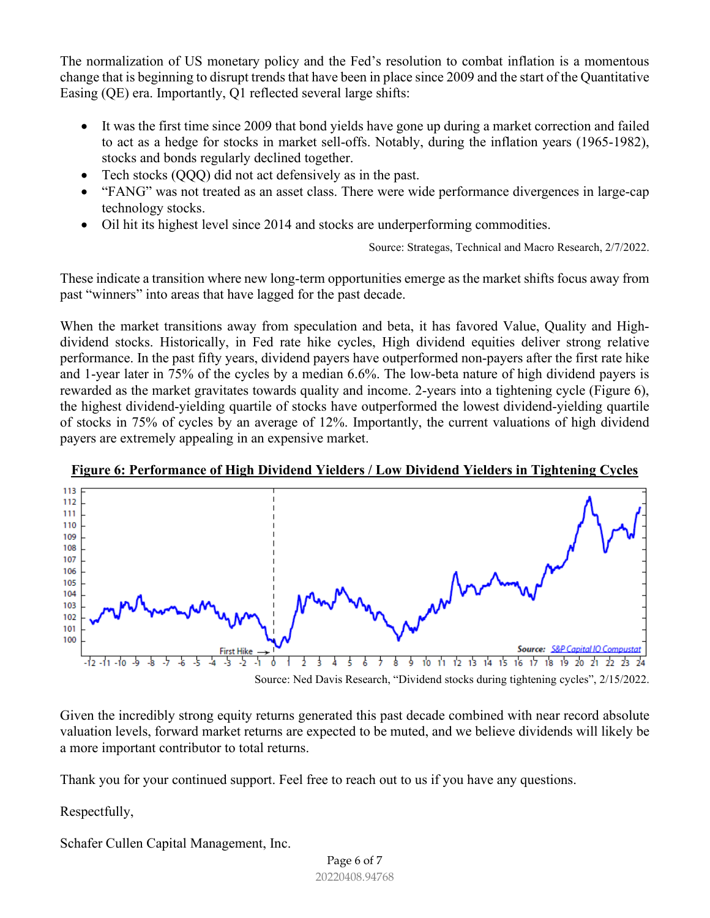The normalization of US monetary policy and the Fed's resolution to combat inflation is a momentous change that is beginning to disrupt trends that have been in place since 2009 and the start of the Quantitative Easing (QE) era. Importantly, Q1 reflected several large shifts:

- It was the first time since 2009 that bond yields have gone up during a market correction and failed to act as a hedge for stocks in market sell-offs. Notably, during the inflation years (1965-1982), stocks and bonds regularly declined together.
- Tech stocks (QQQ) did not act defensively as in the past.
- "FANG" was not treated as an asset class. There were wide performance divergences in large-cap technology stocks.
- Oil hit its highest level since 2014 and stocks are underperforming commodities.

Source: Strategas, Technical and Macro Research, 2/7/2022.

These indicate a transition where new long-term opportunities emerge as the market shifts focus away from past "winners" into areas that have lagged for the past decade.

When the market transitions away from speculation and beta, it has favored Value, Quality and High-dividend stocks. Historically, in Fed rate hike cycles, High dividend equities deliver strong relative performance. In the past fifty years, dividend payers have outperformed non-payers after the first rate hike and 1-year later in 75% of the cycles by a median 6.6%. The low-beta nature of high dividend payers is rewarded as the market gravitates towards quality and income. 2-years into a tightening cycle (Figure 6), the highest dividend-yielding quartile of stocks have outperformed the lowest dividend-yielding quartile of stocks in 75% of cycles by an average of 12%. Importantly, the current valuations of high dividend payers are extremely appealing in an expensive market.

**Figure 6: Performance of High Dividend Yielders / Low Dividend Yielders in Tightening Cycles**

Source: Ned Davis Research, "Dividend stocks during tightening cycles", 2/15/2022.

Given the incredibly strong equity returns generated this past decade combined with near record absolute valuation levels, forward market returns are expected to be muted, and we believe dividends will likely be a more important contributor to total returns.

Thank you for your continued support. Feel free to reach out to us if you have any questions.

Respectfully,

Schafer Cullen Capital Management, Inc.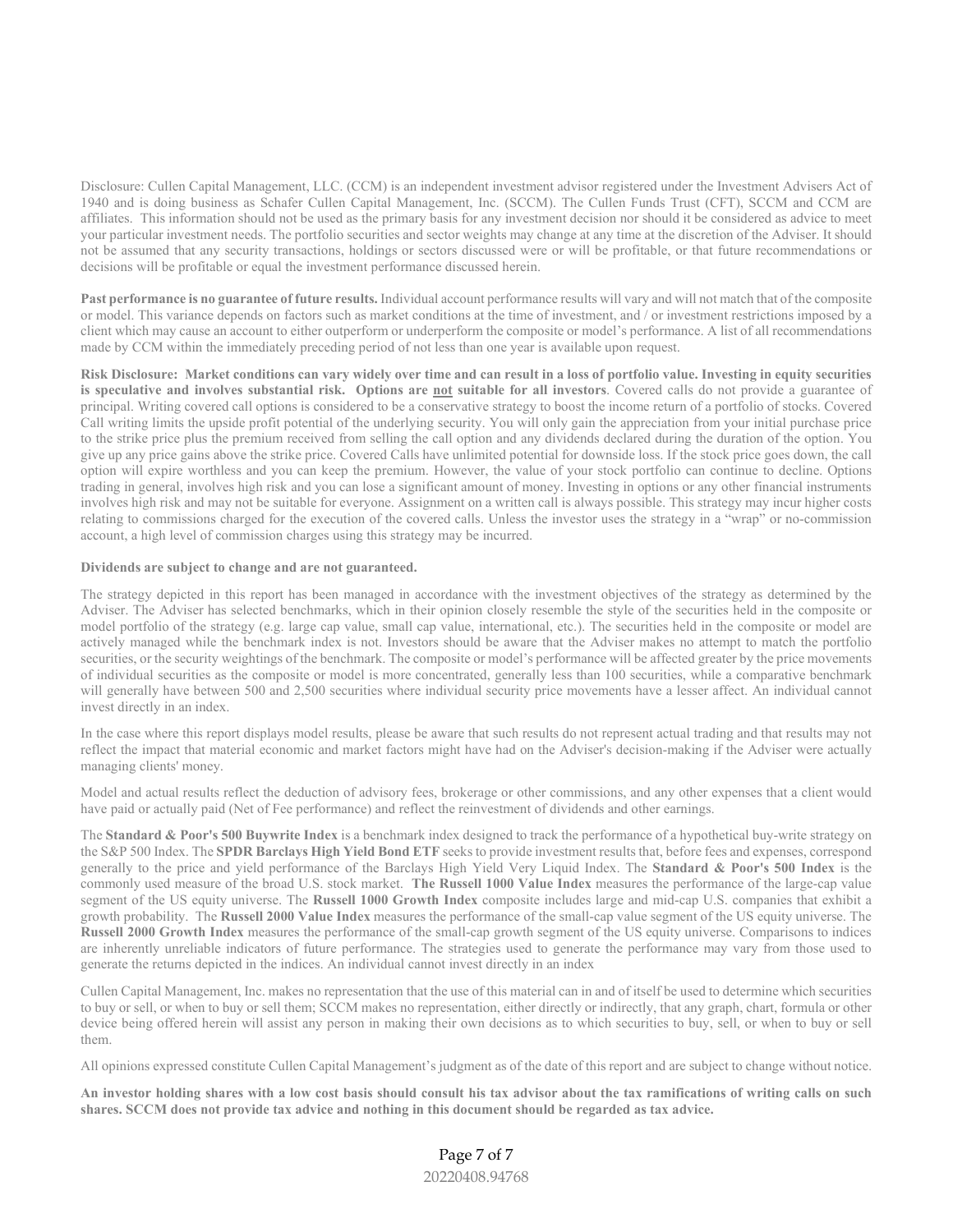Disclosure: Cullen Capital Management, LLC. (CCM) is an independent investment advisor registered under the Investment Advisers Act of 1940 and is doing business as Schafer Cullen Capital Management, Inc. (SCCM). The Cullen Funds Trust (CFT), SCCM and CCM are affiliates. This information should not be used as the primary basis for any investment decision nor should it be considered as advice to meet your particular investment needs. The portfolio securities and sector weights may change at any time at the discretion of the Adviser. It should not be assumed that any security transactions, holdings or sectors discussed were or will be profitable, or that future recommendations or decisions will be profitable or equal the investment performance discussed herein.

**Past performance is no guarantee of future results.** Individual account performance results will vary and will not match that of the composite or model. This variance depends on factors such as market conditions at the time of investment, and / or investment restrictions imposed by a client which may cause an account to either outperform or underperform the composite or model's performance. A list of all recommendations made by CCM within the immediately preceding period of not less than one year is available upon request.

**Risk Disclosure: Market conditions can vary widely over time and can result in a loss of portfolio value. Investing in equity securities is speculative and involves substantial risk. Options are <u>not</u> suitable for all investors**. Covered calls do not provide a guarantee of principal. Writing covered call options is considered to be a conservative strategy to boost the income return of a portfolio of stocks. Covered Call writing limits the upside profit potential of the underlying security. You will only gain the appreciation from your initial purchase price to the strike price plus the premium received from selling the call option and any dividends declared during the duration of the option. You give up any price gains above the strike price. Covered Calls have unlimited potential for downside loss. If the stock price goes down, the call option will expire worthless and you can keep the premium. However, the value of your stock portfolio can continue to decline. Options trading in general, involves high risk and you can lose a significant amount of money. Investing in options or any other financial instruments involves high risk and may not be suitable for everyone. Assignment on a written call is always possible. This strategy may incur higher costs relating to commissions charged for the execution of the covered calls. Unless the investor uses the strategy in a "wrap" or no-commission account, a high level of commission charges using this strategy may be incurred.

**Dividends are subject to change and are not guaranteed.**

The strategy depicted in this report has been managed in accordance with the investment objectives of the strategy as determined by the Adviser. The Adviser has selected benchmarks, which in their opinion closely resemble the style of the securities held in the composite or model portfolio of the strategy (e.g. large cap value, small cap value, international, etc.). The securities held in the composite or model are actively managed while the benchmark index is not. Investors should be aware that the Adviser makes no attempt to match the portfolio securities, or the security weightings of the benchmark. The composite or model's performance will be affected greater by the price movements of individual securities as the composite or model is more concentrated, generally less than 100 securities, while a comparative benchmark will generally have between 500 and 2,500 securities where individual security price movements have a lesser affect. An individual cannot invest directly in an index.

In the case where this report displays model results, please be aware that such results do not represent actual trading and that results may not reflect the impact that material economic and market factors might have had on the Adviser's decision-making if the Adviser were actually managing clients' money.

Model and actual results reflect the deduction of advisory fees, brokerage or other commissions, and any other expenses that a client would have paid or actually paid (Net of Fee performance) and reflect the reinvestment of dividends and other earnings.

The **Standard & Poor's 500 Buywrite Index** is a benchmark index designed to track the performance of a hypothetical buy-write strategy on the S&P 500 Index. The **SPDR Barclays High Yield Bond ETF** seeks to provide investment results that, before fees and expenses, correspond generally to the price and yield performance of the Barclays High Yield Very Liquid Index. The **Standard & Poor's 500 Index** is the commonly used measure of the broad U.S. stock market. **The Russell 1000 Value Index** measures the performance of the large-cap value segment of the US equity universe. The **Russell 1000 Growth Index** composite includes large and mid-cap U.S. companies that exhibit a growth probability. The **Russell 2000 Value Index** measures the performance of the small-cap value segment of the US equity universe. The **Russell 2000 Growth Index** measures the performance of the small-cap growth segment of the US equity universe. Comparisons to indices are inherently unreliable indicators of future performance. The strategies used to generate the performance may vary from those used to generate the returns depicted in the indices. An individual cannot invest directly in an index

Cullen Capital Management, Inc. makes no representation that the use of this material can in and of itself be used to determine which securities to buy or sell, or when to buy or sell them; SCCM makes no representation, either directly or indirectly, that any graph, chart, formula or other device being offered herein will assist any person in making their own decisions as to which securities to buy, sell, or when to buy or sell them.

All opinions expressed constitute Cullen Capital Management's judgment as of the date of this report and are subject to change without notice.

**An investor holding shares with a low cost basis should consult his tax advisor about the tax ramifications of writing calls on such shares. SCCM does not provide tax advice and nothing in this document should be regarded as tax advice.**

20220408.94768